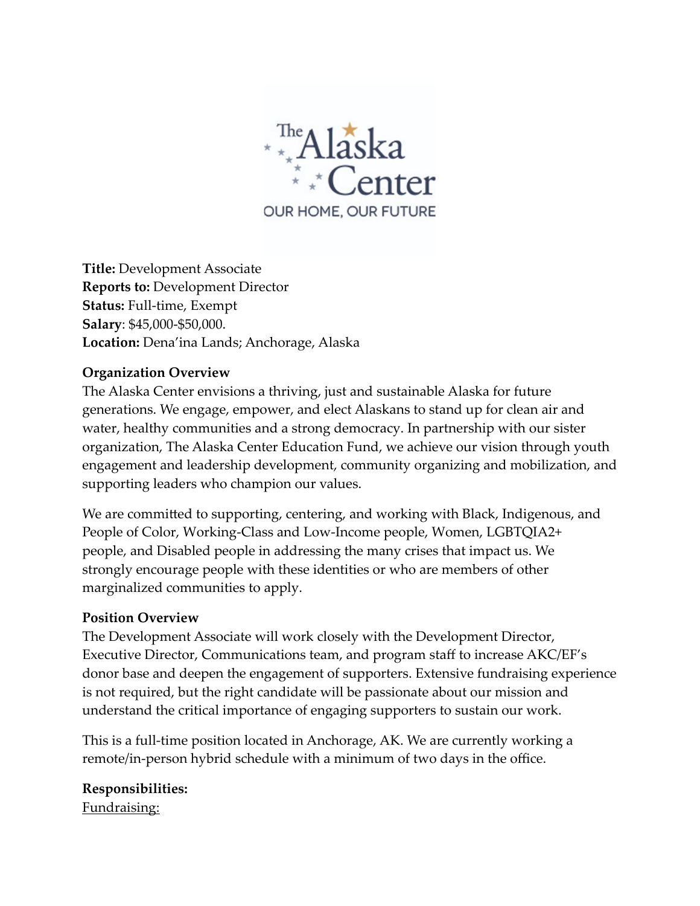**Title:** Development Associate
**Reports to:** Development Director
**Status:** Full-time, Exempt
**Salary**: $45,000-$50,000.
**Location:** Dena'ina Lands; Anchorage, Alaska

**Organization Overview**

The Alaska Center envisions a thriving, just and sustainable Alaska for future generations. We engage, empower, and elect Alaskans to stand up for clean air and water, healthy communities and a strong democracy. In partnership with our sister organization, The Alaska Center Education Fund, we achieve our vision through youth engagement and leadership development, community organizing and mobilization, and supporting leaders who champion our values.

We are committed to supporting, centering, and working with Black, Indigenous, and People of Color, Working-Class and Low-Income people, Women, LGBTQIA2+ people, and Disabled people in addressing the many crises that impact us. We strongly encourage people with these identities or who are members of other marginalized communities to apply.

**Position Overview**

The Development Associate will work closely with the Development Director, Executive Director, Communications team, and program staff to increase AKC/EF's donor base and deepen the engagement of supporters. Extensive fundraising experience is not required, but the right candidate will be passionate about our mission and understand the critical importance of engaging supporters to sustain our work.

This is a full-time position located in Anchorage, AK. We are currently working a remote/in-person hybrid schedule with a minimum of two days in the office.

**Responsibilities:**

Fundraising: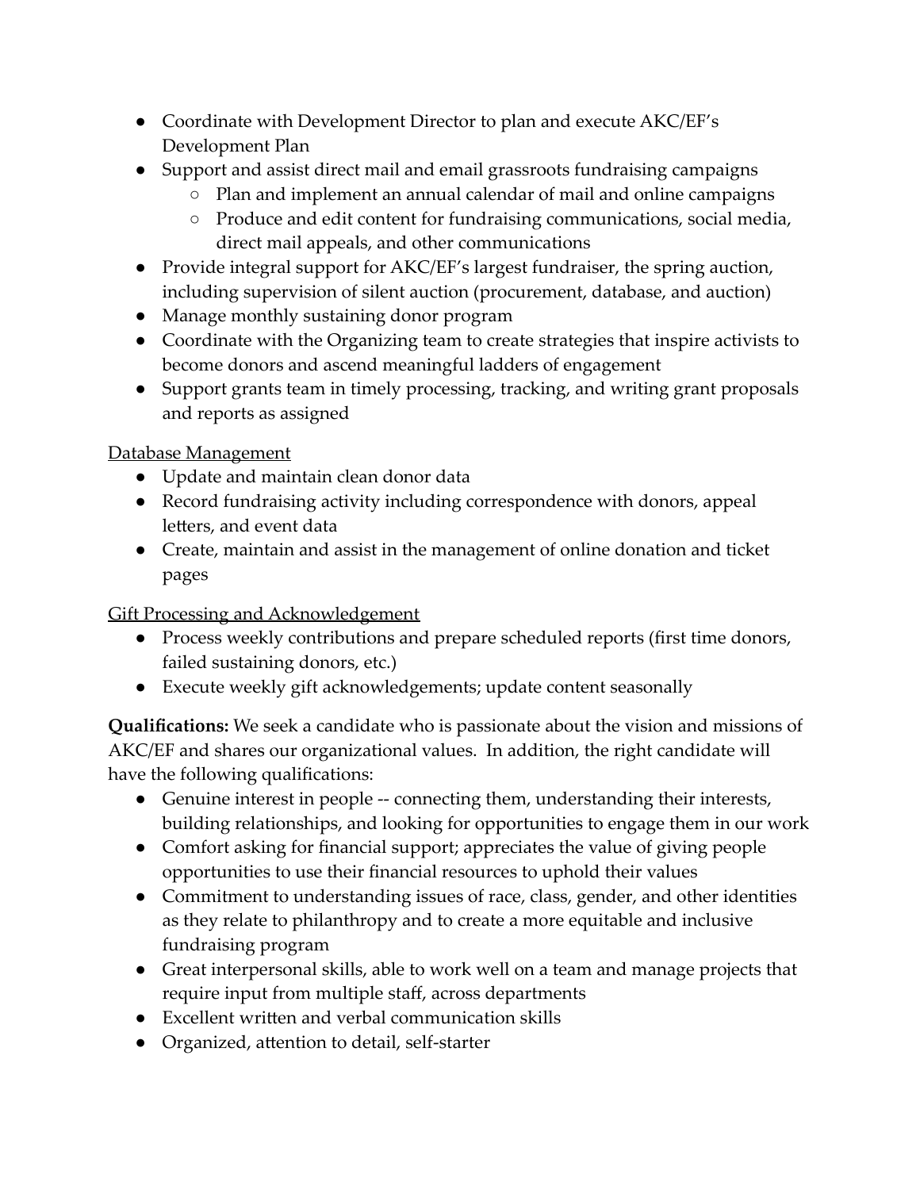- Coordinate with Development Director to plan and execute AKC/EF's Development Plan
- Support and assist direct mail and email grassroots fundraising campaigns
    - Plan and implement an annual calendar of mail and online campaigns
    - Produce and edit content for fundraising communications, social media, direct mail appeals, and other communications
- Provide integral support for AKC/EF's largest fundraiser, the spring auction, including supervision of silent auction (procurement, database, and auction)
- Manage monthly sustaining donor program
- Coordinate with the Organizing team to create strategies that inspire activists to become donors and ascend meaningful ladders of engagement
- Support grants team in timely processing, tracking, and writing grant proposals and reports as assigned

<u>Database Management</u>

- Update and maintain clean donor data
- Record fundraising activity including correspondence with donors, appeal letters, and event data
- Create, maintain and assist in the management of online donation and ticket pages

<u>Gift Processing and Acknowledgement</u>

- Process weekly contributions and prepare scheduled reports (first time donors, failed sustaining donors, etc.)
- Execute weekly gift acknowledgements; update content seasonally

**Qualifications:** We seek a candidate who is passionate about the vision and missions of AKC/EF and shares our organizational values. In addition, the right candidate will have the following qualifications:

- Genuine interest in people -- connecting them, understanding their interests, building relationships, and looking for opportunities to engage them in our work
- Comfort asking for financial support; appreciates the value of giving people opportunities to use their financial resources to uphold their values
- Commitment to understanding issues of race, class, gender, and other identities as they relate to philanthropy and to create a more equitable and inclusive fundraising program
- Great interpersonal skills, able to work well on a team and manage projects that require input from multiple staff, across departments
- Excellent written and verbal communication skills
- Organized, attention to detail, self-starter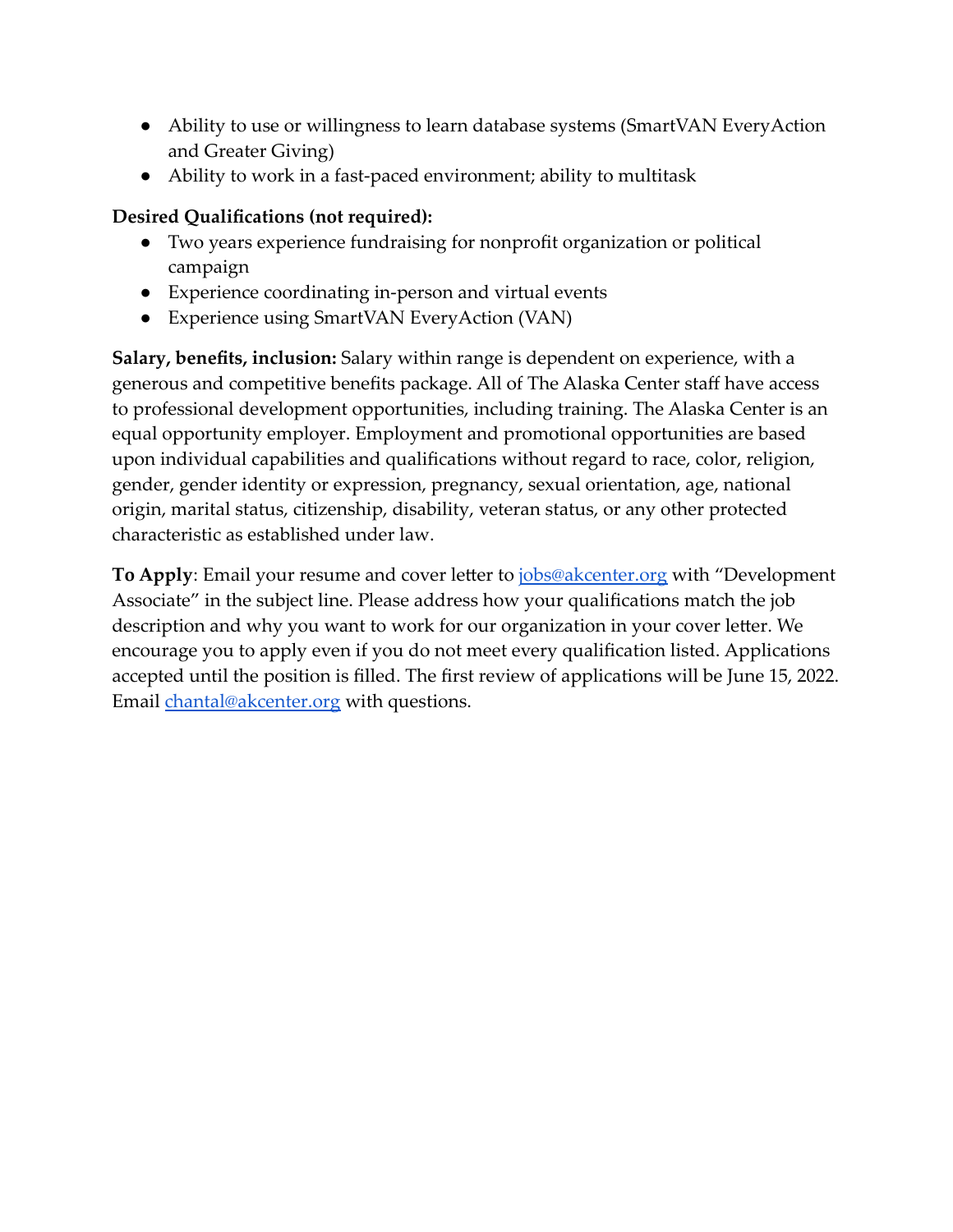- Ability to use or willingness to learn database systems (SmartVAN EveryAction and Greater Giving)
- Ability to work in a fast-paced environment; ability to multitask

**Desired Qualifications (not required):**

- Two years experience fundraising for nonprofit organization or political campaign
- Experience coordinating in-person and virtual events
- Experience using SmartVAN EveryAction (VAN)

**Salary, benefits, inclusion:** Salary within range is dependent on experience, with a generous and competitive benefits package. All of The Alaska Center staff have access to professional development opportunities, including training. The Alaska Center is an equal opportunity employer. Employment and promotional opportunities are based upon individual capabilities and qualifications without regard to race, color, religion, gender, gender identity or expression, pregnancy, sexual orientation, age, national origin, marital status, citizenship, disability, veteran status, or any other protected characteristic as established under law.

**To Apply**: Email your resume and cover letter to [jobs@akcenter.org](mailto:jobs@akcenter.org) with "Development Associate" in the subject line. Please address how your qualifications match the job description and why you want to work for our organization in your cover letter. We encourage you to apply even if you do not meet every qualification listed. Applications accepted until the position is filled. The first review of applications will be June 15, 2022. Email [chantal@akcenter.org](mailto:chantal@akcenter.org) with questions.